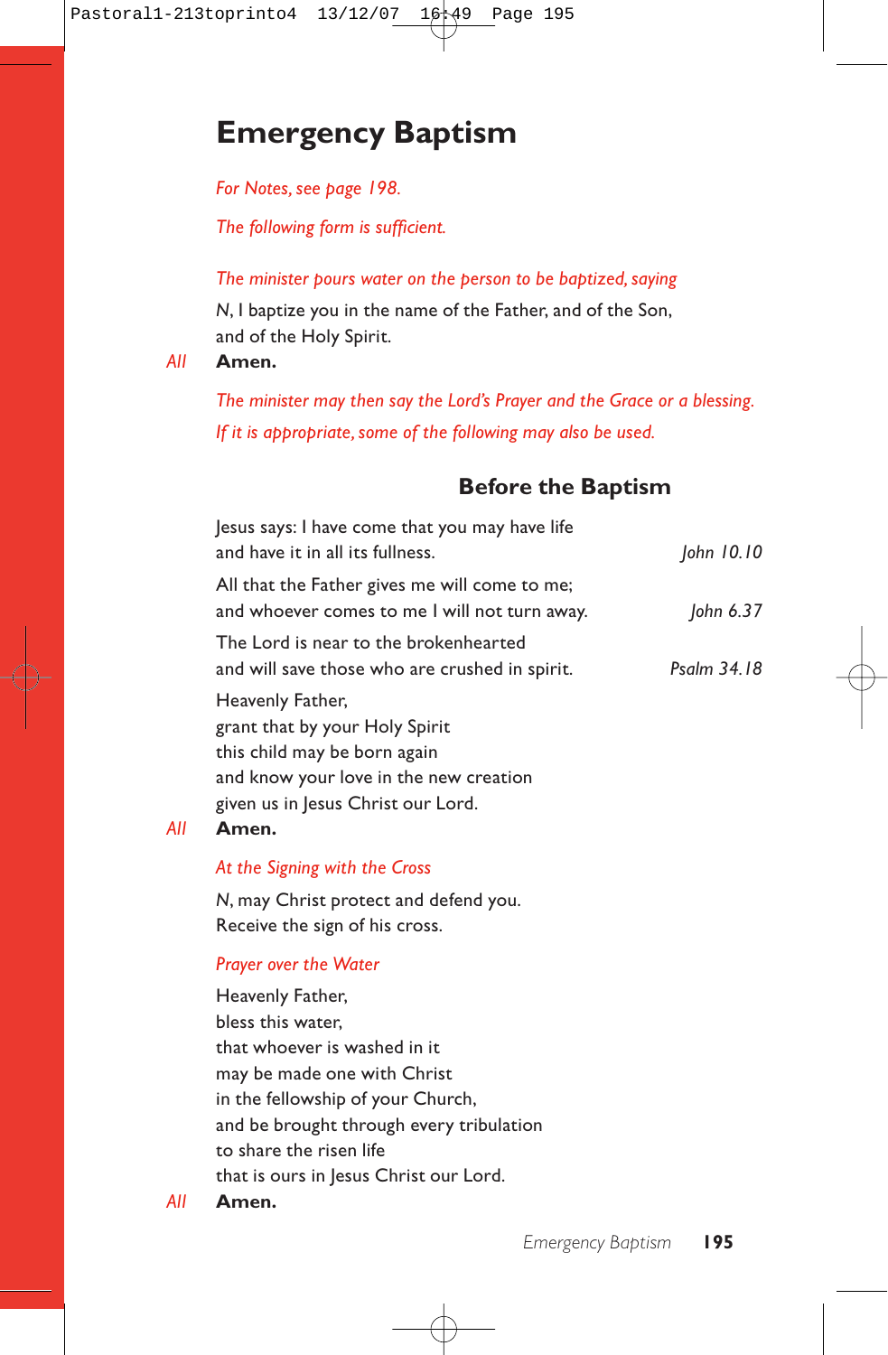# Emergency Baptism

*For Notes, see page 198.*

*The following form is sufficient.*

*The minister pours water on the person to be baptized, saying*

*N*, I baptize you in the name of the Father, and of the Son,
and of the Holy Spirit.

*All* **Amen.**

*The minister may then say the Lord's Prayer and the Grace or a blessing.*

*If it is appropriate, some of the following may also be used.*

## Before the Baptism

Jesus says: I have come that you may have life
and have it in all its fullness. *John 10.10*

All that the Father gives me will come to me;
and whoever comes to me I will not turn away. *John 6.37*

The Lord is near to the brokenhearted
and will save those who are crushed in spirit. *Psalm 34.18*

Heavenly Father,
grant that by your Holy Spirit
this child may be born again
and know your love in the new creation
given us in Jesus Christ our Lord.

*All* **Amen.**

*At the Signing with the Cross*

*N*, may Christ protect and defend you.
Receive the sign of his cross.

*Prayer over the Water*

Heavenly Father,
bless this water,
that whoever is washed in it
may be made one with Christ
in the fellowship of your Church,
and be brought through every tribulation
to share the risen life
that is ours in Jesus Christ our Lord.

*All* **Amen.**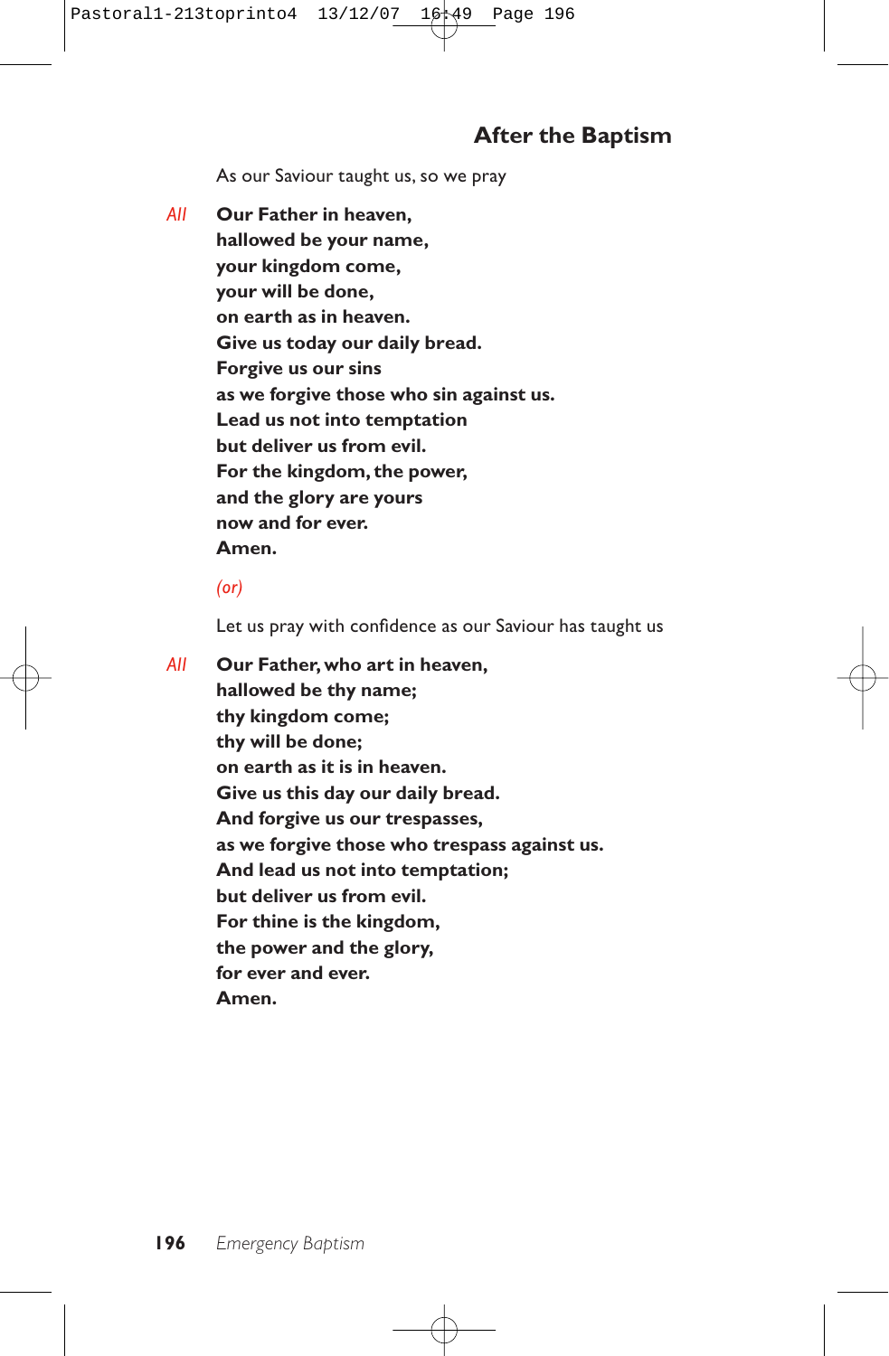## After the Baptism

As our Saviour taught us, so we pray

*All* **Our Father in heaven,**
**hallowed be your name,**
**your kingdom come,**
**your will be done,**
**on earth as in heaven.**
**Give us today our daily bread.**
**Forgive us our sins**
**as we forgive those who sin against us.**
**Lead us not into temptation**
**but deliver us from evil.**
**For the kingdom, the power,**
**and the glory are yours**
**now and for ever.**
**Amen.**

*(or)*

Let us pray with confidence as our Saviour has taught us

*All* **Our Father, who art in heaven,**
**hallowed be thy name;**
**thy kingdom come;**
**thy will be done;**
**on earth as it is in heaven.**
**Give us this day our daily bread.**
**And forgive us our trespasses,**
**as we forgive those who trespass against us.**
**And lead us not into temptation;**
**but deliver us from evil.**
**For thine is the kingdom,**
**the power and the glory,**
**for ever and ever.**
**Amen.**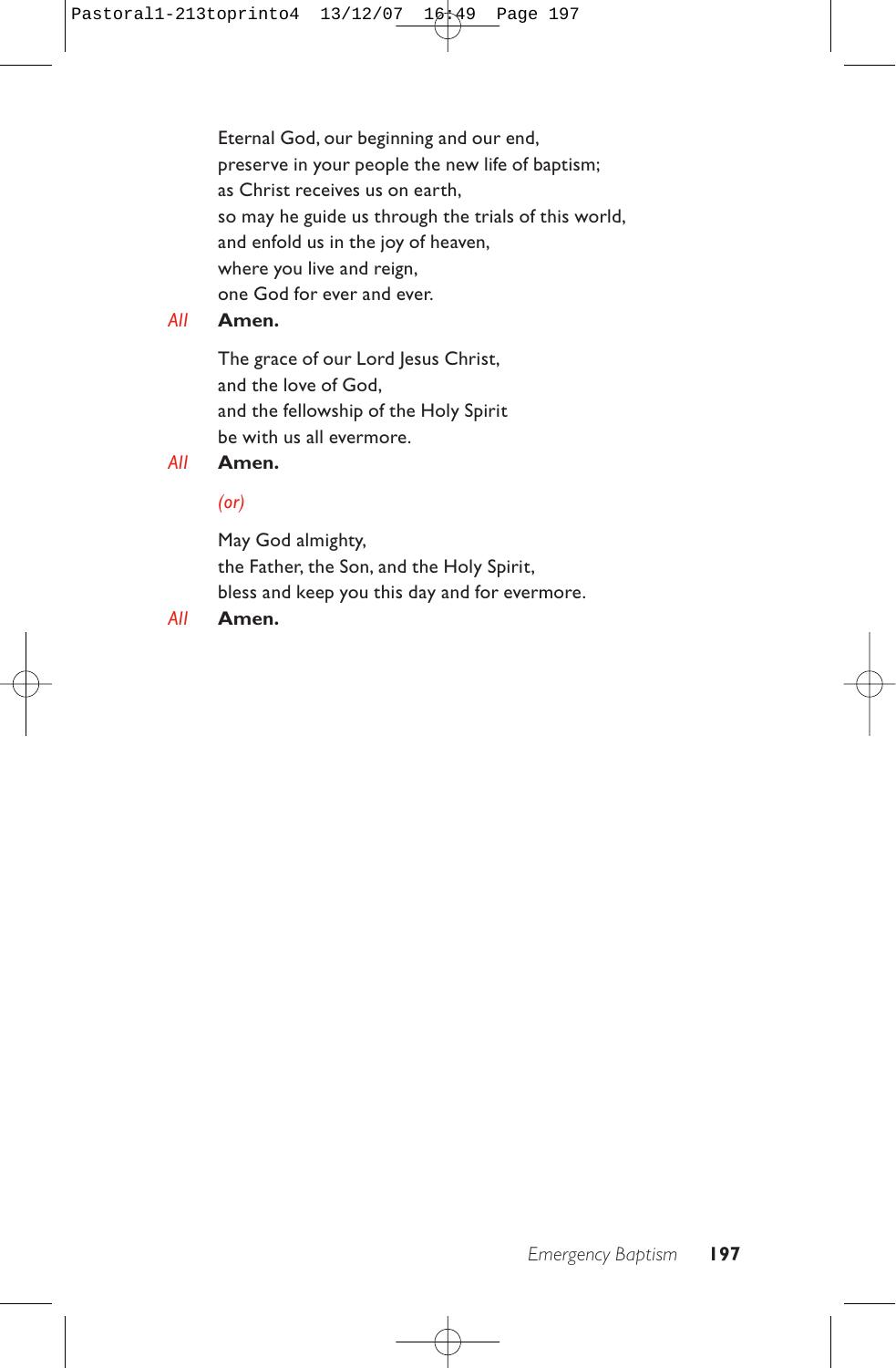Eternal God, our beginning and our end,
preserve in your people the new life of baptism;
as Christ receives us on earth,
so may he guide us through the trials of this world,
and enfold us in the joy of heaven,
where you live and reign,
one God for ever and ever.

*All* **Amen.**

The grace of our Lord Jesus Christ,
and the love of God,
and the fellowship of the Holy Spirit
be with us all evermore.

*All* **Amen.**

*(or)*

May God almighty,
the Father, the Son, and the Holy Spirit,
bless and keep you this day and for evermore.

*All* **Amen.**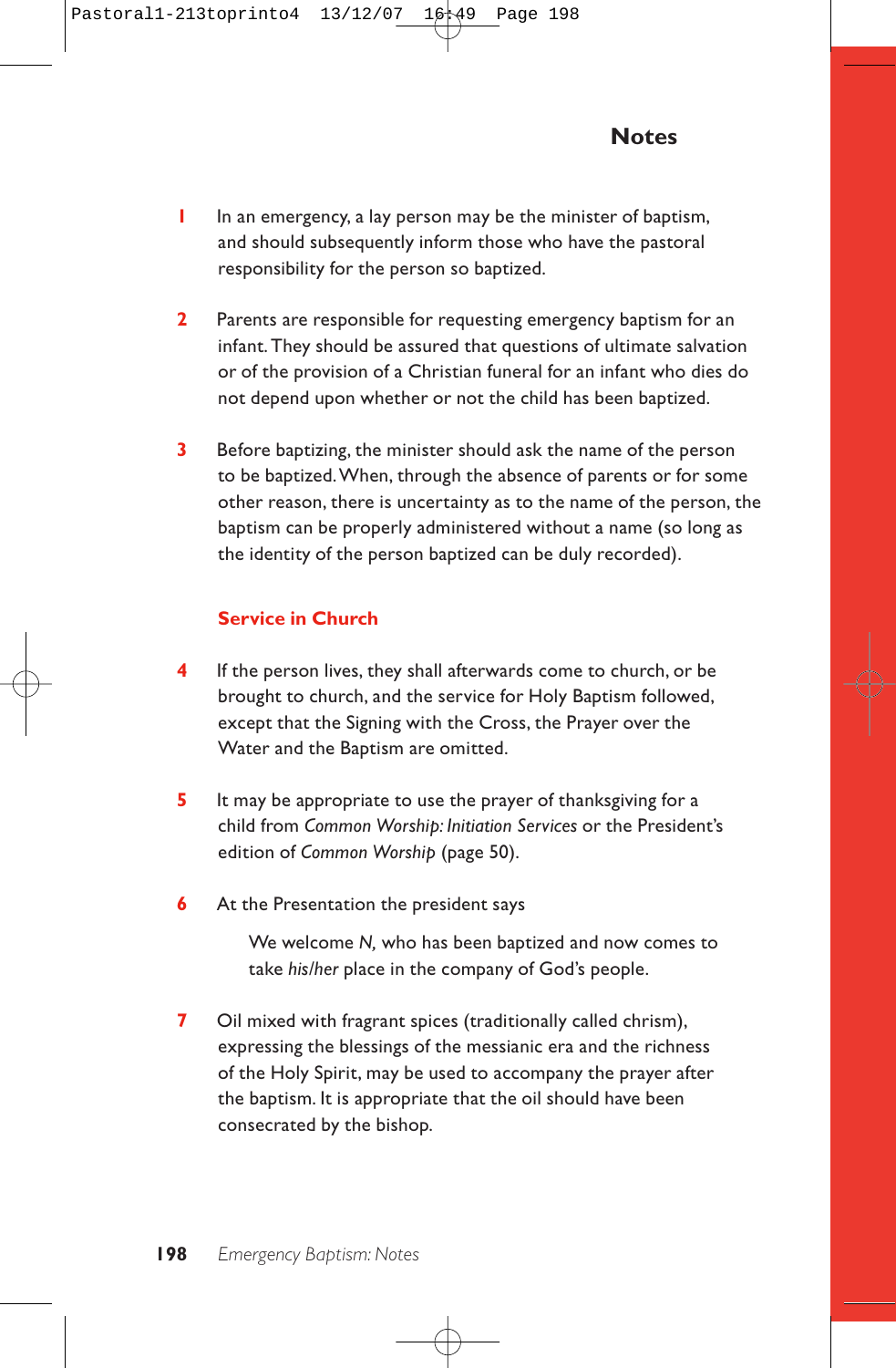## Notes

**1** In an emergency, a lay person may be the minister of baptism, and should subsequently inform those who have the pastoral responsibility for the person so baptized.

**2** Parents are responsible for requesting emergency baptism for an infant. They should be assured that questions of ultimate salvation or of the provision of a Christian funeral for an infant who dies do not depend upon whether or not the child has been baptized.

**3** Before baptizing, the minister should ask the name of the person to be baptized. When, through the absence of parents or for some other reason, there is uncertainty as to the name of the person, the baptism can be properly administered without a name (so long as the identity of the person baptized can be duly recorded).

### Service in Church

**4** If the person lives, they shall afterwards come to church, or be brought to church, and the service for Holy Baptism followed, except that the Signing with the Cross, the Prayer over the Water and the Baptism are omitted.

**5** It may be appropriate to use the prayer of thanksgiving for a child from *Common Worship: Initiation Services* or the President's edition of *Common Worship* (page 50).

**6** At the Presentation the president says

> We welcome *N,* who has been baptized and now comes to take *his/her* place in the company of God's people.

**7** Oil mixed with fragrant spices (traditionally called chrism), expressing the blessings of the messianic era and the richness of the Holy Spirit, may be used to accompany the prayer after the baptism. It is appropriate that the oil should have been consecrated by the bishop.